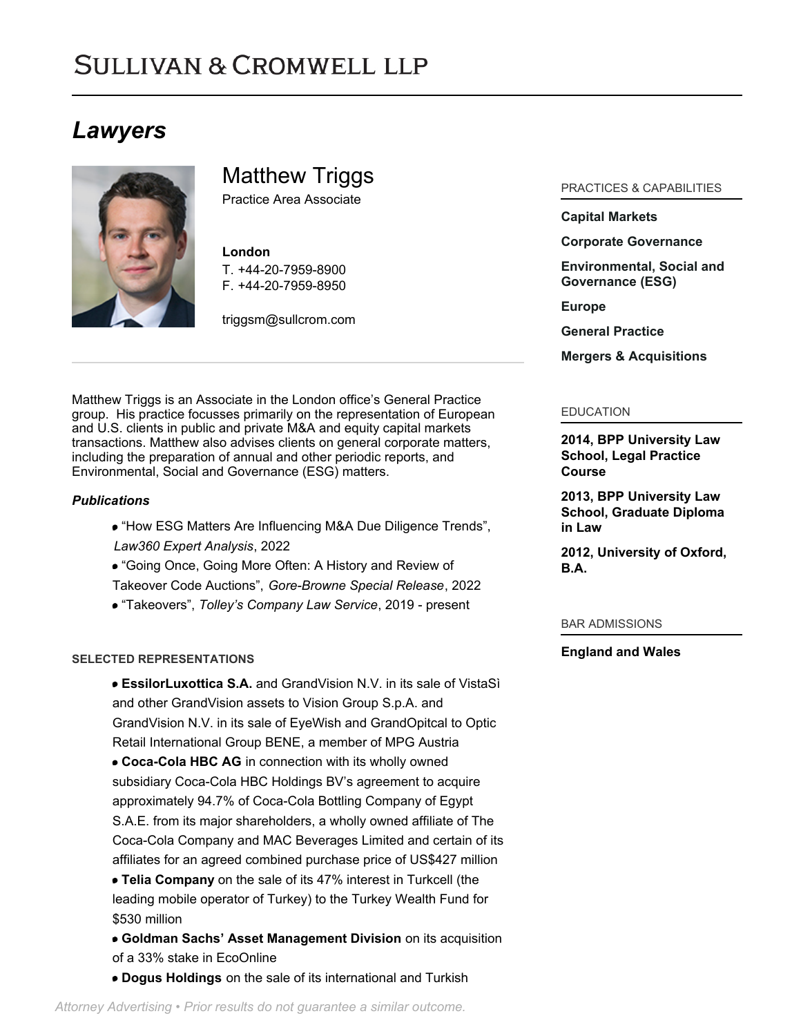# SULLIVAN & CROMWELL LLP

## *Lawyers*

## Matthew Triggs

Practice Area Associate

**London**
T. +44-20-7959-8900
F. +44-20-7959-8950

triggsm@sullcrom.com

Matthew Triggs is an Associate in the London office's General Practice group. His practice focusses primarily on the representation of European and U.S. clients in public and private M&A and equity capital markets transactions. Matthew also advises clients on general corporate matters, including the preparation of annual and other periodic reports, and Environmental, Social and Governance (ESG) matters.

### *Publications*

- "How ESG Matters Are Influencing M&A Due Diligence Trends", *Law360 Expert Analysis*, 2022
- "Going Once, Going More Often: A History and Review of Takeover Code Auctions", *Gore-Browne Special Release*, 2022
- "Takeovers", *Tolley's Company Law Service*, 2019 - present

### SELECTED REPRESENTATIONS

- **EssilorLuxottica S.A.** and GrandVision N.V. in its sale of VistaSì and other GrandVision assets to Vision Group S.p.A. and GrandVision N.V. in its sale of EyeWish and GrandOpitcal to Optic Retail International Group BENE, a member of MPG Austria
- **Coca-Cola HBC AG** in connection with its wholly owned subsidiary Coca-Cola HBC Holdings BV's agreement to acquire approximately 94.7% of Coca-Cola Bottling Company of Egypt S.A.E. from its major shareholders, a wholly owned affiliate of The Coca-Cola Company and MAC Beverages Limited and certain of its affiliates for an agreed combined purchase price of US$427 million
- **Telia Company** on the sale of its 47% interest in Turkcell (the leading mobile operator of Turkey) to the Turkey Wealth Fund for $530 million
- **Goldman Sachs' Asset Management Division** on its acquisition of a 33% stake in EcoOnline
- **Dogus Holdings** on the sale of its international and Turkish

### PRACTICES & CAPABILITIES

**Capital Markets**

**Corporate Governance**

**Environmental, Social and Governance (ESG)**

**Europe**

**General Practice**

**Mergers & Acquisitions**

### EDUCATION

**2014, BPP University Law School, Legal Practice Course**

**2013, BPP University Law School, Graduate Diploma in Law**

**2012, University of Oxford, B.A.**

### BAR ADMISSIONS

**England and Wales**

*Attorney Advertising • Prior results do not guarantee a similar outcome.*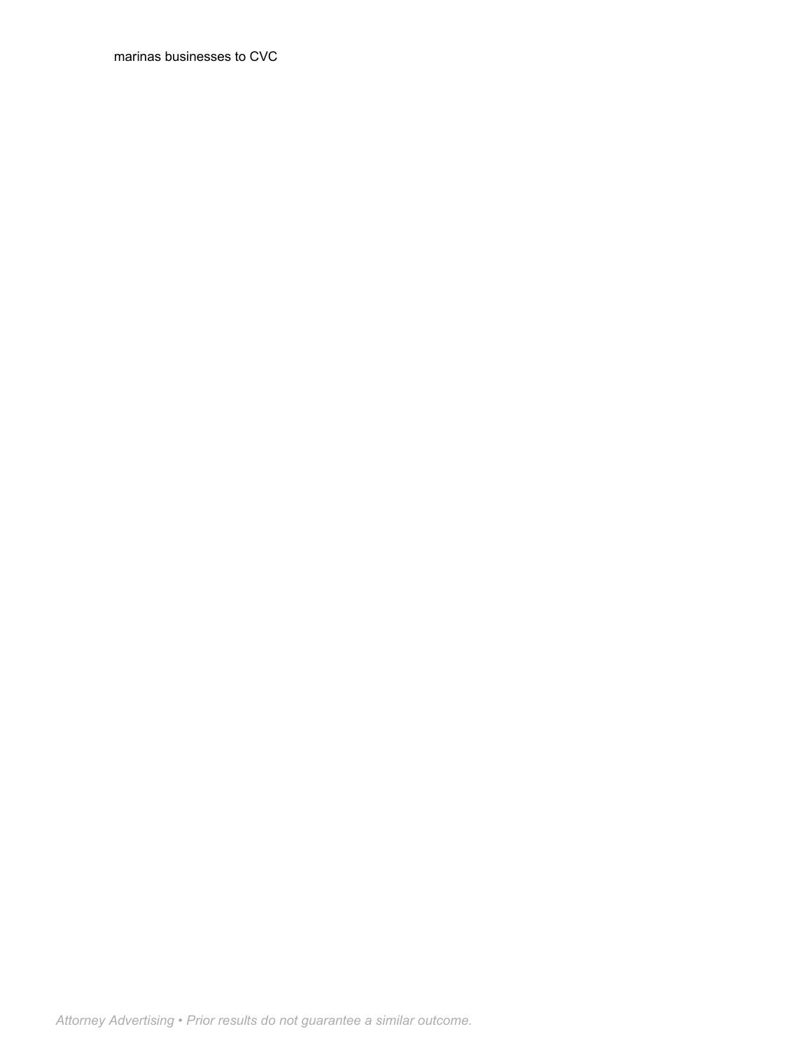marinas businesses to CVC

*Attorney Advertising • Prior results do not guarantee a similar outcome.*